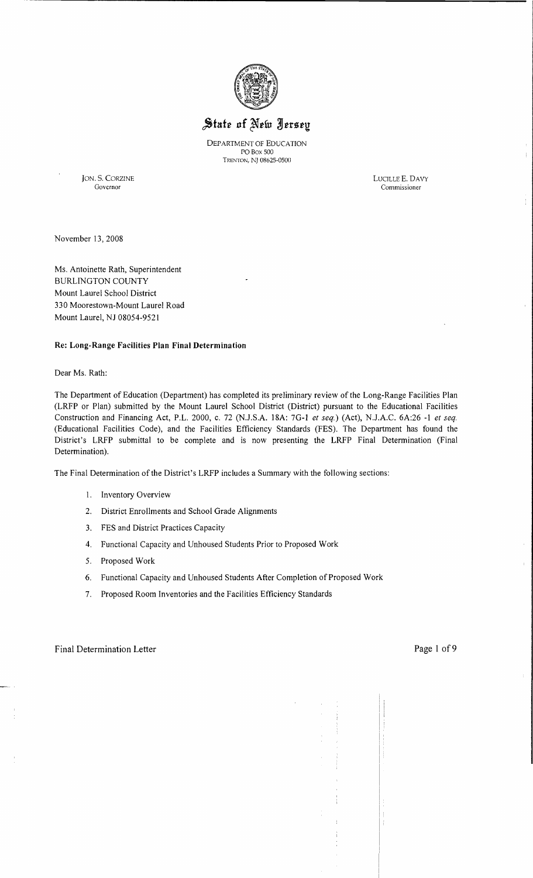# State of New Jersey

DEPARTMENT OF EDUCATION
PO BOX 500
TRENTON, NJ 08625-0500

JON. S. CORZINE
Governor

LUCILLE E. DAVY
Commissioner

November 13, 2008

Ms. Antoinette Rath, Superintendent
BURLINGTON COUNTY
Mount Laurel School District
330 Moorestown-Mount Laurel Road
Mount Laurel, NJ 08054-9521

**Re: Long-Range Facilities Plan Final Determination**

Dear Ms. Rath:

The Department of Education (Department) has completed its preliminary review of the Long-Range Facilities Plan (LRFP or Plan) submitted by the Mount Laurel School District (District) pursuant to the Educational Facilities Construction and Financing Act, P.L. 2000, c. 72 (N.J.S.A. 18A: 7G-1 *et seq.*) (Act), N.J.A.C. 6A:26 -1 *et seq.* (Educational Facilities Code), and the Facilities Efficiency Standards (FES). The Department has found the District's LRFP submittal to be complete and is now presenting the LRFP Final Determination (Final Determination).

The Final Determination of the District's LRFP includes a Summary with the following sections:

1. Inventory Overview
2. District Enrollments and School Grade Alignments
3. FES and District Practices Capacity
4. Functional Capacity and Unhoused Students Prior to Proposed Work
5. Proposed Work
6. Functional Capacity and Unhoused Students After Completion of Proposed Work
7. Proposed Room Inventories and the Facilities Efficiency Standards

Final Determination Letter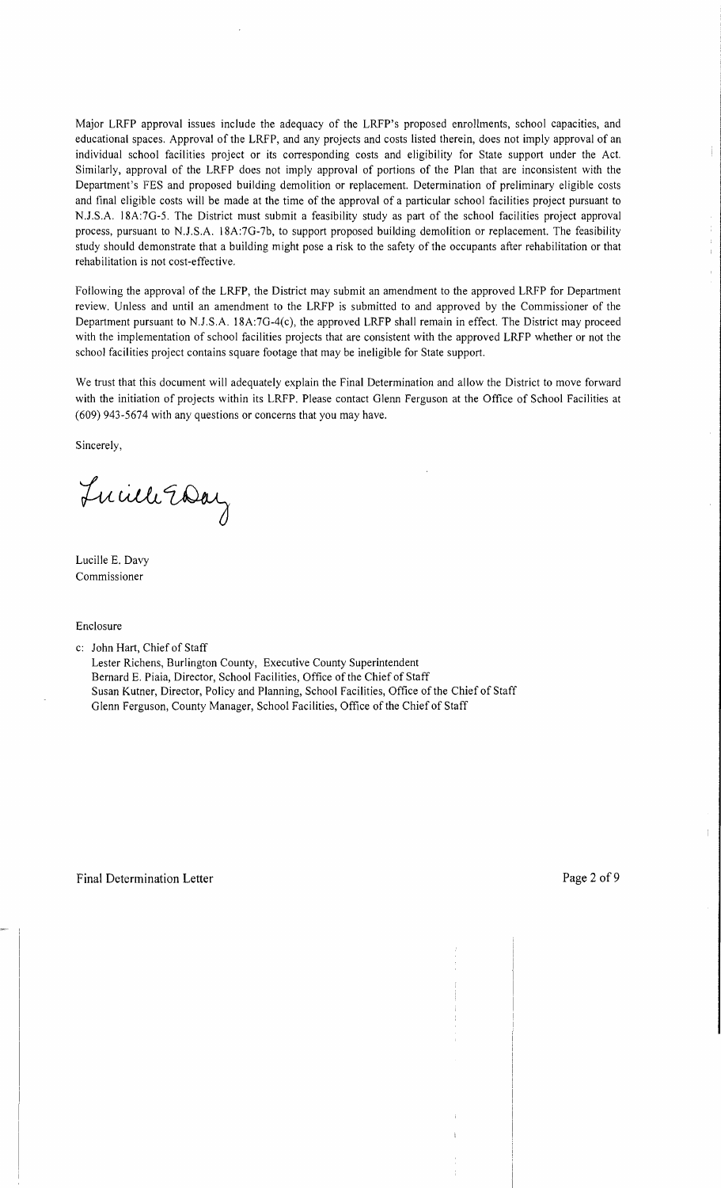Major LRFP approval issues include the adequacy of the LRFP's proposed enrollments, school capacities, and educational spaces. Approval of the LRFP, and any projects and costs listed therein, does not imply approval of an individual school facilities project or its corresponding costs and eligibility for State support under the Act. Similarly, approval of the LRFP does not imply approval of portions of the Plan that are inconsistent with the Department's FES and proposed building demolition or replacement. Determination of preliminary eligible costs and final eligible costs will be made at the time of the approval of a particular school facilities project pursuant to N.J.S.A. 18A:7G-5. The District must submit a feasibility study as part of the school facilities project approval process, pursuant to N.J.S.A. 18A:7G-7b, to support proposed building demolition or replacement. The feasibility study should demonstrate that a building might pose a risk to the safety of the occupants after rehabilitation or that rehabilitation is not cost-effective.

Following the approval of the LRFP, the District may submit an amendment to the approved LRFP for Department review. Unless and until an amendment to the LRFP is submitted to and approved by the Commissioner of the Department pursuant to N.J.S.A. 18A:7G-4(c), the approved LRFP shall remain in effect. The District may proceed with the implementation of school facilities projects that are consistent with the approved LRFP whether or not the school facilities project contains square footage that may be ineligible for State support.

We trust that this document will adequately explain the Final Determination and allow the District to move forward with the initiation of projects within its LRFP. Please contact Glenn Ferguson at the Office of School Facilities at (609) 943-5674 with any questions or concerns that you may have.

Sincerely,

Lucille E. Davy

Lucille E. Davy
Commissioner

Enclosure

c: John Hart, Chief of Staff
Lester Richens, Burlington County, Executive County Superintendent
Bernard E. Piaia, Director, School Facilities, Office of the Chief of Staff
Susan Kutner, Director, Policy and Planning, School Facilities, Office of the Chief of Staff
Glenn Ferguson, County Manager, School Facilities, Office of the Chief of Staff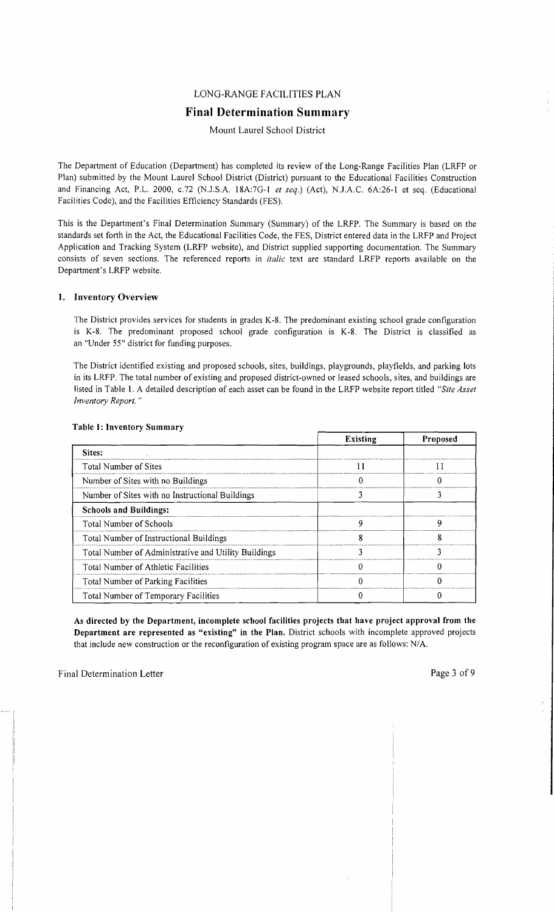LONG-RANGE FACILITIES PLAN

# Final Determination Summary

Mount Laurel School District

The Department of Education (Department) has completed its review of the Long-Range Facilities Plan (LRFP or Plan) submitted by the Mount Laurel School District (District) pursuant to the Educational Facilities Construction and Financing Act, P.L. 2000, c.72 (N.J.S.A. 18A:7G-1 *et seq.*) (Act), N.J.A.C. 6A:26-1 et seq. (Educational Facilities Code), and the Facilities Efficiency Standards (FES).

This is the Department's Final Determination Summary (Summary) of the LRFP. The Summary is based on the standards set forth in the Act, the Educational Facilities Code, the FES, District entered data in the LRFP and Project Application and Tracking System (LRFP website), and District supplied supporting documentation. The Summary consists of seven sections. The referenced reports in *italic* text are standard LRFP reports available on the Department's LRFP website.

## 1. Inventory Overview

The District provides services for students in grades K-8. The predominant existing school grade configuration is K-8. The predominant proposed school grade configuration is K-8. The District is classified as an "Under 55" district for funding purposes.

The District identified existing and proposed schools, sites, buildings, playgrounds, playfields, and parking lots in its LRFP. The total number of existing and proposed district-owned or leased schools, sites, and buildings are listed in Table 1. A detailed description of each asset can be found in the LRFP website report titled *"Site Asset Inventory Report."*

**Table 1: Inventory Summary**

| | Existing | Proposed |
|---|---|---|
| **Sites:** | | |
| Total Number of Sites | 11 | 11 |
| Number of Sites with no Buildings | 0 | 0 |
| Number of Sites with no Instructional Buildings | 3 | 3 |
| **Schools and Buildings:** | | |
| Total Number of Schools | 9 | 9 |
| Total Number of Instructional Buildings | 8 | 8 |
| Total Number of Administrative and Utility Buildings | 3 | 3 |
| Total Number of Athletic Facilities | 0 | 0 |
| Total Number of Parking Facilities | 0 | 0 |
| Total Number of Temporary Facilities | 0 | 0 |

**As directed by the Department, incomplete school facilities projects that have project approval from the Department are represented as "existing" in the Plan.** District schools with incomplete approved projects that include new construction or the reconfiguration of existing program space are as follows: N/A.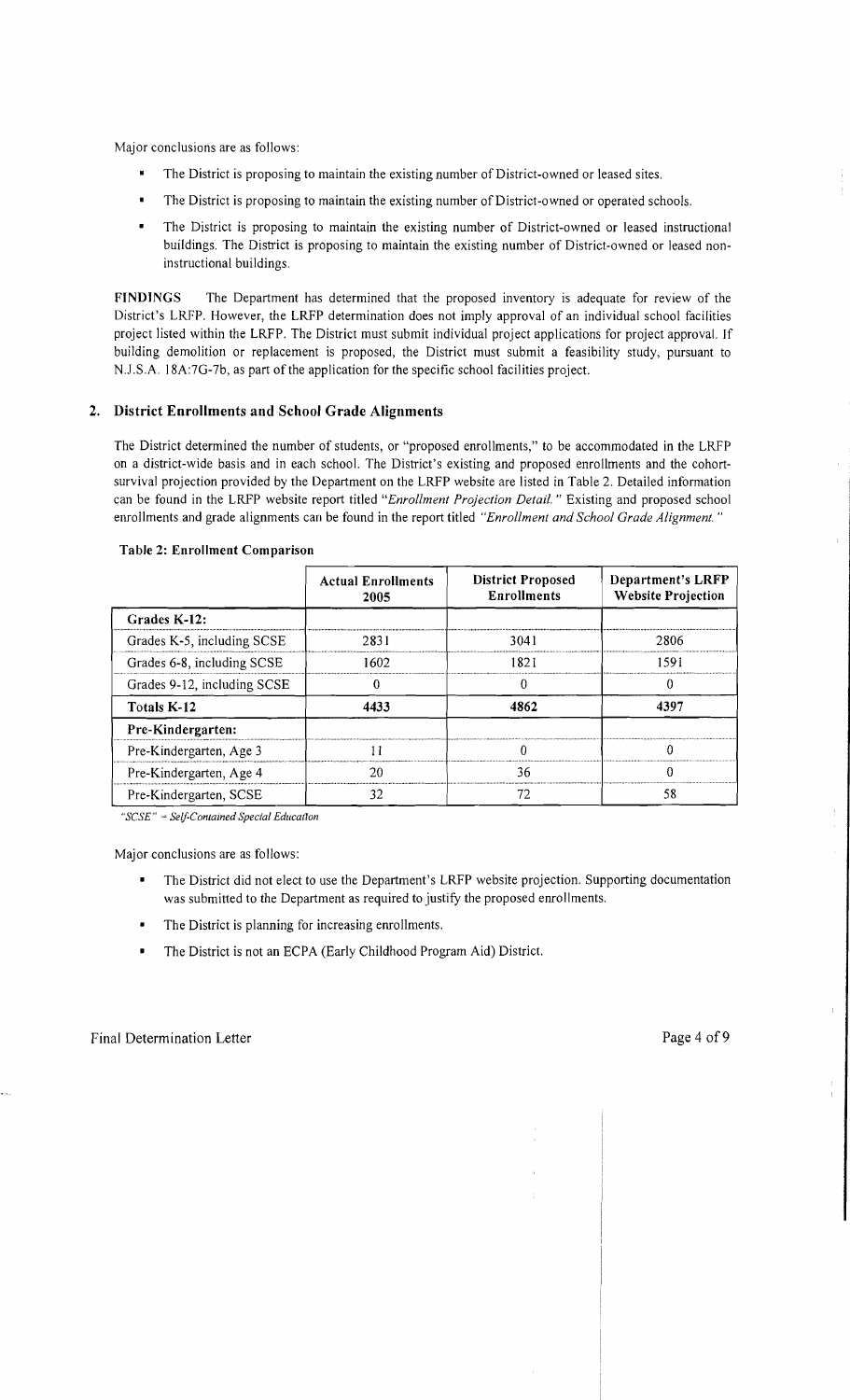Major conclusions are as follows:

- The District is proposing to maintain the existing number of District-owned or leased sites.
- The District is proposing to maintain the existing number of District-owned or operated schools.
- The District is proposing to maintain the existing number of District-owned or leased instructional buildings. The District is proposing to maintain the existing number of District-owned or leased non-instructional buildings.

**FINDINGS** The Department has determined that the proposed inventory is adequate for review of the District's LRFP. However, the LRFP determination does not imply approval of an individual school facilities project listed within the LRFP. The District must submit individual project applications for project approval. If building demolition or replacement is proposed, the District must submit a feasibility study, pursuant to N.J.S.A. 18A:7G-7b, as part of the application for the specific school facilities project.

## 2. District Enrollments and School Grade Alignments

The District determined the number of students, or "proposed enrollments," to be accommodated in the LRFP on a district-wide basis and in each school. The District's existing and proposed enrollments and the cohort-survival projection provided by the Department on the LRFP website are listed in Table 2. Detailed information can be found in the LRFP website report titled *"Enrollment Projection Detail."* Existing and proposed school enrollments and grade alignments can be found in the report titled *"Enrollment and School Grade Alignment."*

**Table 2: Enrollment Comparison**

| | Actual Enrollments 2005 | District Proposed Enrollments | Department's LRFP Website Projection |
|---|---|---|---|
| **Grades K-12:** | | | |
| Grades K-5, including SCSE | 2831 | 3041 | 2806 |
| Grades 6-8, including SCSE | 1602 | 1821 | 1591 |
| Grades 9-12, including SCSE | 0 | 0 | 0 |
| **Totals K-12** | **4433** | **4862** | **4397** |
| **Pre-Kindergarten:** | | | |
| Pre-Kindergarten, Age 3 | 11 | 0 | 0 |
| Pre-Kindergarten, Age 4 | 20 | 36 | 0 |
| Pre-Kindergarten, SCSE | 32 | 72 | 58 |

*"SCSE" = Self-Contained Special Education*

Major conclusions are as follows:

- The District did not elect to use the Department's LRFP website projection. Supporting documentation was submitted to the Department as required to justify the proposed enrollments.
- The District is planning for increasing enrollments.
- The District is not an ECPA (Early Childhood Program Aid) District.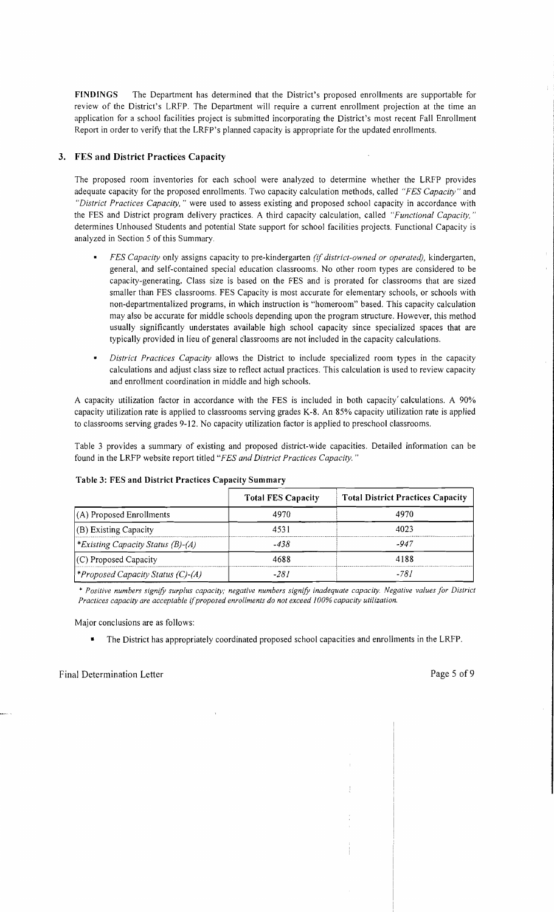**FINDINGS** The Department has determined that the District's proposed enrollments are supportable for review of the District's LRFP. The Department will require a current enrollment projection at the time an application for a school facilities project is submitted incorporating the District's most recent Fall Enrollment Report in order to verify that the LRFP's planned capacity is appropriate for the updated enrollments.

## 3. FES and District Practices Capacity

The proposed room inventories for each school were analyzed to determine whether the LRFP provides adequate capacity for the proposed enrollments. Two capacity calculation methods, called *"FES Capacity"* and *"District Practices Capacity,"* were used to assess existing and proposed school capacity in accordance with the FES and District program delivery practices. A third capacity calculation, called *"Functional Capacity,"* determines Unhoused Students and potential State support for school facilities projects. Functional Capacity is analyzed in Section 5 of this Summary.

- *FES Capacity* only assigns capacity to pre-kindergarten *(if district-owned or operated),* kindergarten, general, and self-contained special education classrooms. No other room types are considered to be capacity-generating. Class size is based on the FES and is prorated for classrooms that are sized smaller than FES classrooms. FES Capacity is most accurate for elementary schools, or schools with non-departmentalized programs, in which instruction is "homeroom" based. This capacity calculation may also be accurate for middle schools depending upon the program structure. However, this method usually significantly understates available high school capacity since specialized spaces that are typically provided in lieu of general classrooms are not included in the capacity calculations.
- *District Practices Capacity* allows the District to include specialized room types in the capacity calculations and adjust class size to reflect actual practices. This calculation is used to review capacity and enrollment coordination in middle and high schools.

A capacity utilization factor in accordance with the FES is included in both capacity calculations. A 90% capacity utilization rate is applied to classrooms serving grades K-8. An 85% capacity utilization rate is applied to classrooms serving grades 9-12. No capacity utilization factor is applied to preschool classrooms.

Table 3 provides a summary of existing and proposed district-wide capacities. Detailed information can be found in the LRFP website report titled *"FES and District Practices Capacity."*

**Table 3: FES and District Practices Capacity Summary**

| | Total FES Capacity | Total District Practices Capacity |
|---|---|---|
| (A) Proposed Enrollments | 4970 | 4970 |
| (B) Existing Capacity | 4531 | 4023 |
| *\*Existing Capacity Status (B)-(A)* | *-438* | *-947* |
| (C) Proposed Capacity | 4688 | 4188 |
| *\*Proposed Capacity Status (C)-(A)* | *-281* | *-781* |

*\* Positive numbers signify surplus capacity; negative numbers signify inadequate capacity. Negative values for District Practices capacity are acceptable if proposed enrollments do not exceed 100% capacity utilization.*

Major conclusions are as follows:

- The District has appropriately coordinated proposed school capacities and enrollments in the LRFP.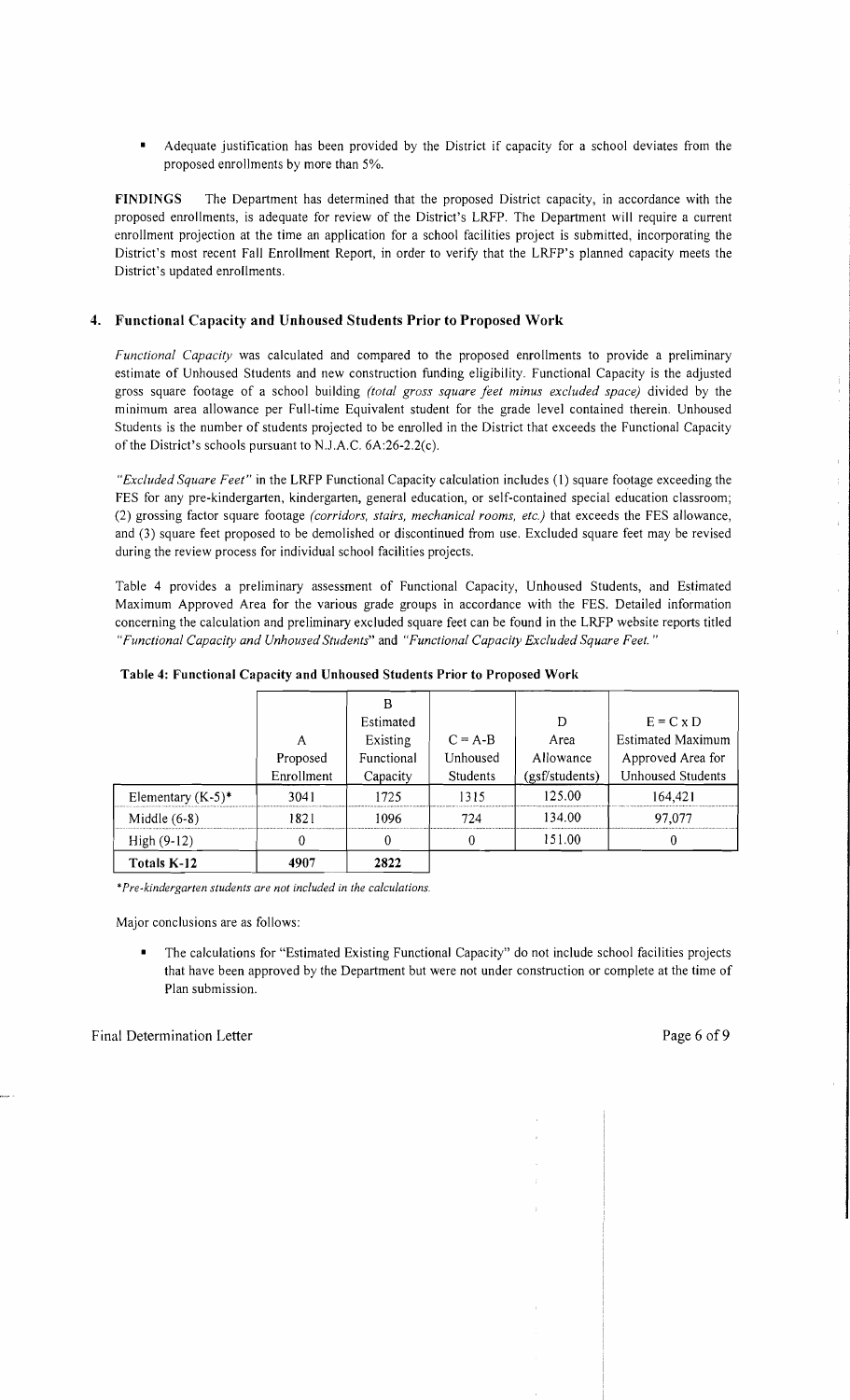- Adequate justification has been provided by the District if capacity for a school deviates from the proposed enrollments by more than 5%.

**FINDINGS** The Department has determined that the proposed District capacity, in accordance with the proposed enrollments, is adequate for review of the District's LRFP. The Department will require a current enrollment projection at the time an application for a school facilities project is submitted, incorporating the District's most recent Fall Enrollment Report, in order to verify that the LRFP's planned capacity meets the District's updated enrollments.

## 4. Functional Capacity and Unhoused Students Prior to Proposed Work

*Functional Capacity* was calculated and compared to the proposed enrollments to provide a preliminary estimate of Unhoused Students and new construction funding eligibility. Functional Capacity is the adjusted gross square footage of a school building *(total gross square feet minus excluded space)* divided by the minimum area allowance per Full-time Equivalent student for the grade level contained therein. Unhoused Students is the number of students projected to be enrolled in the District that exceeds the Functional Capacity of the District's schools pursuant to N.J.A.C. 6A:26-2.2(c).

*"Excluded Square Feet"* in the LRFP Functional Capacity calculation includes (1) square footage exceeding the FES for any pre-kindergarten, kindergarten, general education, or self-contained special education classroom; (2) grossing factor square footage *(corridors, stairs, mechanical rooms, etc.)* that exceeds the FES allowance, and (3) square feet proposed to be demolished or discontinued from use. Excluded square feet may be revised during the review process for individual school facilities projects.

Table 4 provides a preliminary assessment of Functional Capacity, Unhoused Students, and Estimated Maximum Approved Area for the various grade groups in accordance with the FES. Detailed information concerning the calculation and preliminary excluded square feet can be found in the LRFP website reports titled *"Functional Capacity and Unhoused Students"* and *"Functional Capacity Excluded Square Feet."*

**Table 4: Functional Capacity and Unhoused Students Prior to Proposed Work**

| | A Proposed Enrollment | B Estimated Existing Functional Capacity | C = A-B Unhoused Students | D Area Allowance (gsf/students) | E = C x D Estimated Maximum Approved Area for Unhoused Students |
|---|---|---|---|---|---|
| Elementary (K-5)* | 3041 | 1725 | 1315 | 125.00 | 164,421 |
| Middle (6-8) | 1821 | 1096 | 724 | 134.00 | 97,077 |
| High (9-12) | 0 | 0 | 0 | 151.00 | 0 |
| Totals K-12 | 4907 | 2822 | | | |

*\*Pre-kindergarten students are not included in the calculations.*

Major conclusions are as follows:

- The calculations for "Estimated Existing Functional Capacity" do not include school facilities projects that have been approved by the Department but were not under construction or complete at the time of Plan submission.

Final Determination Letter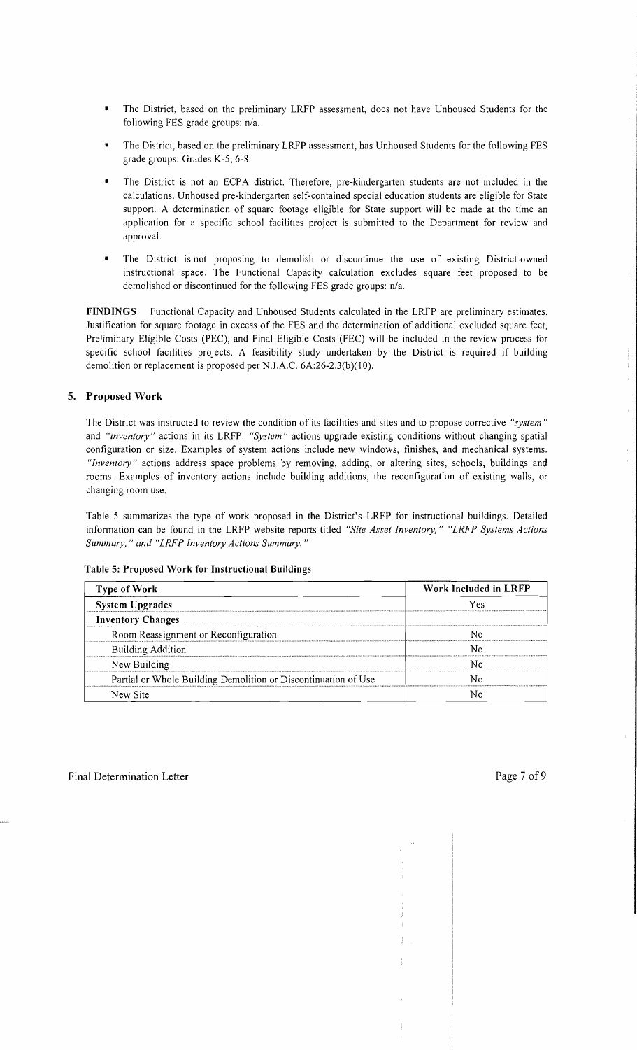- The District, based on the preliminary LRFP assessment, does not have Unhoused Students for the following FES grade groups: n/a.

- The District, based on the preliminary LRFP assessment, has Unhoused Students for the following FES grade groups: Grades K-5, 6-8.

- The District is not an ECPA district. Therefore, pre-kindergarten students are not included in the calculations. Unhoused pre-kindergarten self-contained special education students are eligible for State support. A determination of square footage eligible for State support will be made at the time an application for a specific school facilities project is submitted to the Department for review and approval.

- The District is not proposing to demolish or discontinue the use of existing District-owned instructional space. The Functional Capacity calculation excludes square feet proposed to be demolished or discontinued for the following FES grade groups: n/a.

**FINDINGS** Functional Capacity and Unhoused Students calculated in the LRFP are preliminary estimates. Justification for square footage in excess of the FES and the determination of additional excluded square feet, Preliminary Eligible Costs (PEC), and Final Eligible Costs (FEC) will be included in the review process for specific school facilities projects. A feasibility study undertaken by the District is required if building demolition or replacement is proposed per N.J.A.C. 6A:26-2.3(b)(10).

## 5. Proposed Work

The District was instructed to review the condition of its facilities and sites and to propose corrective *"system"* and *"inventory"* actions in its LRFP. *"System"* actions upgrade existing conditions without changing spatial configuration or size. Examples of system actions include new windows, finishes, and mechanical systems. *"Inventory"* actions address space problems by removing, adding, or altering sites, schools, buildings and rooms. Examples of inventory actions include building additions, the reconfiguration of existing walls, or changing room use.

Table 5 summarizes the type of work proposed in the District's LRFP for instructional buildings. Detailed information can be found in the LRFP website reports titled *"Site Asset Inventory," "LRFP Systems Actions Summary,"* and *"LRFP Inventory Actions Summary."*

**Table 5: Proposed Work for Instructional Buildings**

| Type of Work | Work Included in LRFP |
|---|---|
| **System Upgrades** | Yes |
| **Inventory Changes** | |
| Room Reassignment or Reconfiguration | No |
| Building Addition | No |
| New Building | No |
| Partial or Whole Building Demolition or Discontinuation of Use | No |
| New Site | No |

Final Determination Letter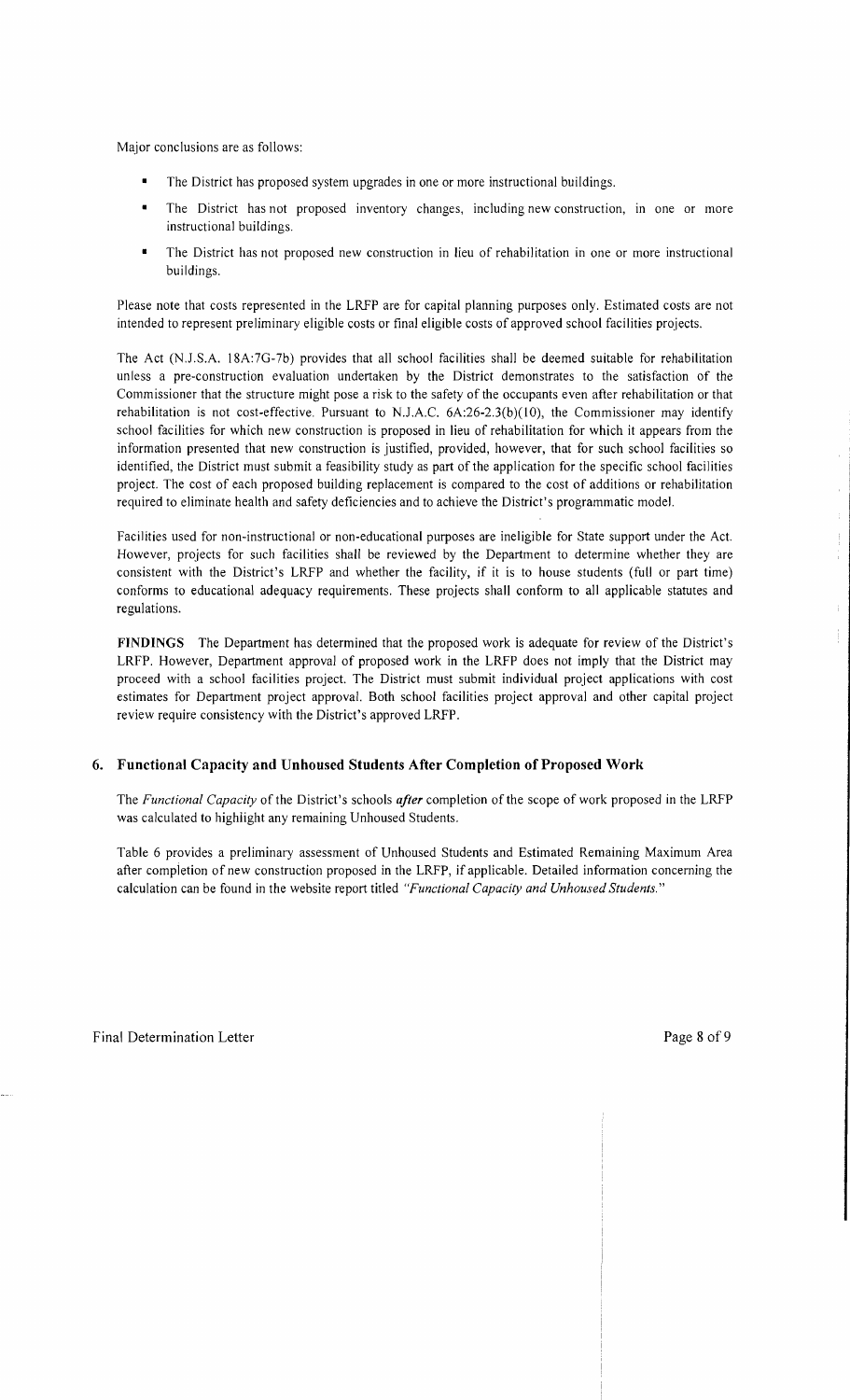Major conclusions are as follows:

- The District has proposed system upgrades in one or more instructional buildings.
- The District has not proposed inventory changes, including new construction, in one or more instructional buildings.
- The District has not proposed new construction in lieu of rehabilitation in one or more instructional buildings.

Please note that costs represented in the LRFP are for capital planning purposes only. Estimated costs are not intended to represent preliminary eligible costs or final eligible costs of approved school facilities projects.

The Act (N.J.S.A. 18A:7G-7b) provides that all school facilities shall be deemed suitable for rehabilitation unless a pre-construction evaluation undertaken by the District demonstrates to the satisfaction of the Commissioner that the structure might pose a risk to the safety of the occupants even after rehabilitation or that rehabilitation is not cost-effective. Pursuant to N.J.A.C. 6A:26-2.3(b)(10), the Commissioner may identify school facilities for which new construction is proposed in lieu of rehabilitation for which it appears from the information presented that new construction is justified, provided, however, that for such school facilities so identified, the District must submit a feasibility study as part of the application for the specific school facilities project. The cost of each proposed building replacement is compared to the cost of additions or rehabilitation required to eliminate health and safety deficiencies and to achieve the District's programmatic model.

Facilities used for non-instructional or non-educational purposes are ineligible for State support under the Act. However, projects for such facilities shall be reviewed by the Department to determine whether they are consistent with the District's LRFP and whether the facility, if it is to house students (full or part time) conforms to educational adequacy requirements. These projects shall conform to all applicable statutes and regulations.

**FINDINGS** The Department has determined that the proposed work is adequate for review of the District's LRFP. However, Department approval of proposed work in the LRFP does not imply that the District may proceed with a school facilities project. The District must submit individual project applications with cost estimates for Department project approval. Both school facilities project approval and other capital project review require consistency with the District's approved LRFP.

## 6. Functional Capacity and Unhoused Students After Completion of Proposed Work

The *Functional Capacity* of the District's schools ***after*** completion of the scope of work proposed in the LRFP was calculated to highlight any remaining Unhoused Students.

Table 6 provides a preliminary assessment of Unhoused Students and Estimated Remaining Maximum Area after completion of new construction proposed in the LRFP, if applicable. Detailed information concerning the calculation can be found in the website report titled *"Functional Capacity and Unhoused Students."*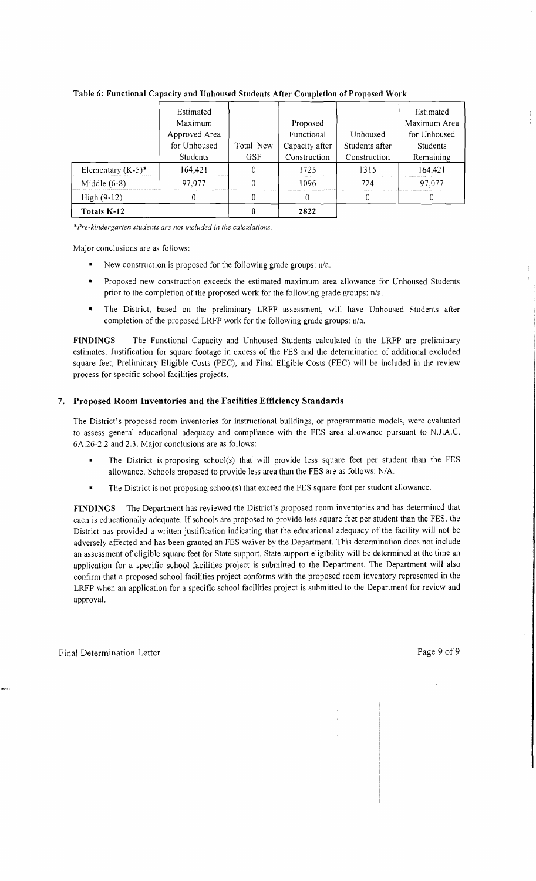**Table 6: Functional Capacity and Unhoused Students After Completion of Proposed Work**

| | Estimated Maximum Approved Area for Unhoused Students | Total New GSF | Proposed Functional Capacity after Construction | Unhoused Students after Construction | Estimated Maximum Area for Unhoused Students Remaining |
|---|---|---|---|---|---|
| Elementary (K-5)* | 164,421 | 0 | 1725 | 1315 | 164,421 |
| Middle (6-8) | 97,077 | 0 | 1096 | 724 | 97,077 |
| High (9-12) | 0 | 0 | 0 | 0 | 0 |
| **Totals K-12** | | **0** | **2822** | | |

*\*Pre-kindergarten students are not included in the calculations.*

Major conclusions are as follows:

- New construction is proposed for the following grade groups: n/a.
- Proposed new construction exceeds the estimated maximum area allowance for Unhoused Students prior to the completion of the proposed work for the following grade groups: n/a.
- The District, based on the preliminary LRFP assessment, will have Unhoused Students after completion of the proposed LRFP work for the following grade groups: n/a.

**FINDINGS** The Functional Capacity and Unhoused Students calculated in the LRFP are preliminary estimates. Justification for square footage in excess of the FES and the determination of additional excluded square feet, Preliminary Eligible Costs (PEC), and Final Eligible Costs (FEC) will be included in the review process for specific school facilities projects.

### 7. Proposed Room Inventories and the Facilities Efficiency Standards

The District's proposed room inventories for instructional buildings, or programmatic models, were evaluated to assess general educational adequacy and compliance with the FES area allowance pursuant to N.J.A.C. 6A:26-2.2 and 2.3. Major conclusions are as follows:

- The District is proposing school(s) that will provide less square feet per student than the FES allowance. Schools proposed to provide less area than the FES are as follows: N/A.
- The District is not proposing school(s) that exceed the FES square foot per student allowance.

**FINDINGS** The Department has reviewed the District's proposed room inventories and has determined that each is educationally adequate. If schools are proposed to provide less square feet per student than the FES, the District has provided a written justification indicating that the educational adequacy of the facility will not be adversely affected and has been granted an FES waiver by the Department. This determination does not include an assessment of eligible square feet for State support. State support eligibility will be determined at the time an application for a specific school facilities project is submitted to the Department. The Department will also confirm that a proposed school facilities project conforms with the proposed room inventory represented in the LRFP when an application for a specific school facilities project is submitted to the Department for review and approval.